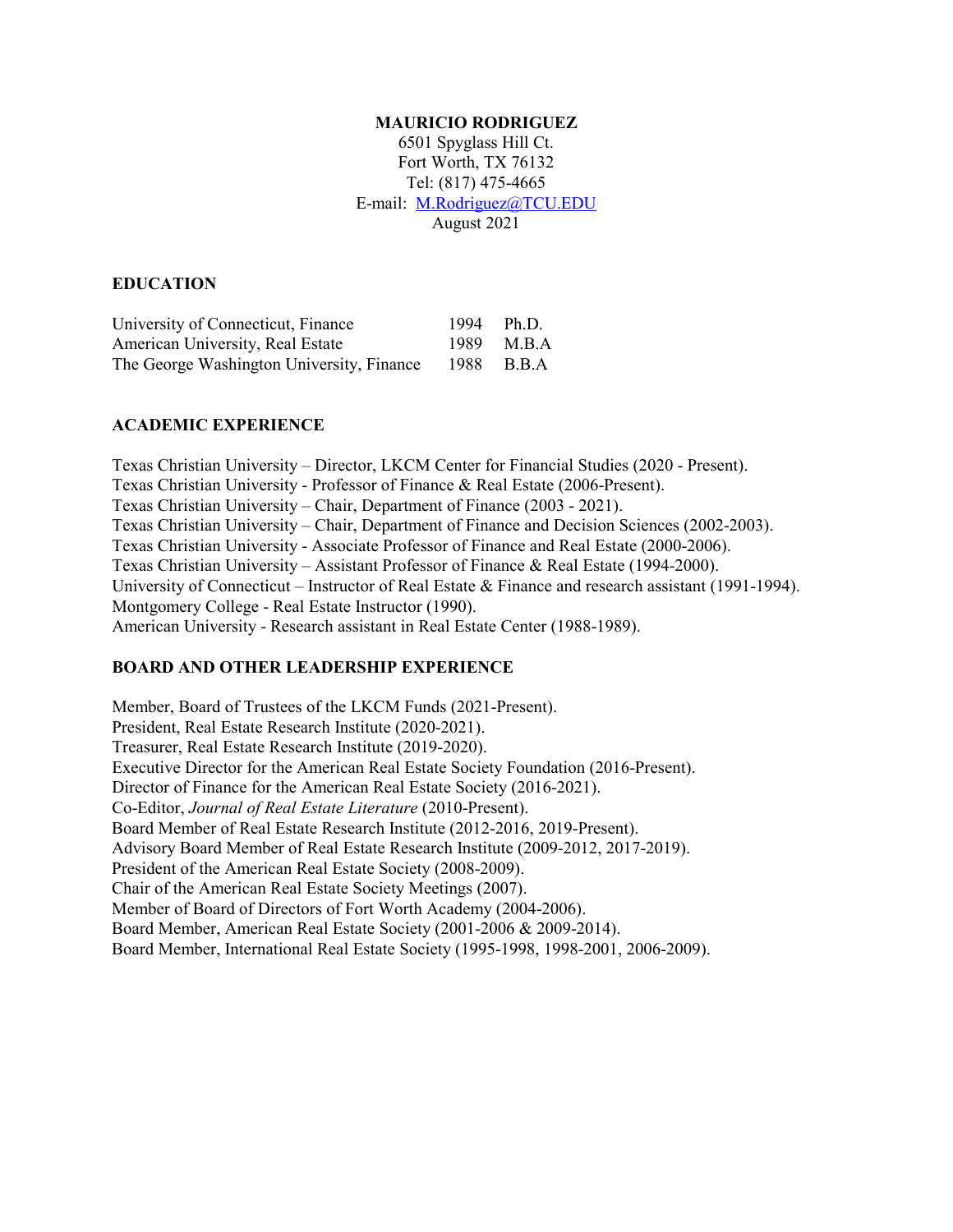**MAURICIO RODRIGUEZ**
6501 Spyglass Hill Ct.
Fort Worth, TX 76132
Tel: (817) 475-4665
E-mail: M.Rodriguez@TCU.EDU
August 2021

## EDUCATION

| | | |
|---|---|---|
| University of Connecticut, Finance | 1994 | Ph.D. |
| American University, Real Estate | 1989 | M.B.A |
| The George Washington University, Finance | 1988 | B.B.A |

## ACADEMIC EXPERIENCE

Texas Christian University – Director, LKCM Center for Financial Studies (2020 - Present).
Texas Christian University - Professor of Finance & Real Estate (2006-Present).
Texas Christian University – Chair, Department of Finance (2003 - 2021).
Texas Christian University – Chair, Department of Finance and Decision Sciences (2002-2003).
Texas Christian University - Associate Professor of Finance and Real Estate (2000-2006).
Texas Christian University – Assistant Professor of Finance & Real Estate (1994-2000).
University of Connecticut – Instructor of Real Estate & Finance and research assistant (1991-1994).
Montgomery College - Real Estate Instructor (1990).
American University - Research assistant in Real Estate Center (1988-1989).

## BOARD AND OTHER LEADERSHIP EXPERIENCE

Member, Board of Trustees of the LKCM Funds (2021-Present).
President, Real Estate Research Institute (2020-2021).
Treasurer, Real Estate Research Institute (2019-2020).
Executive Director for the American Real Estate Society Foundation (2016-Present).
Director of Finance for the American Real Estate Society (2016-2021).
Co-Editor, *Journal of Real Estate Literature* (2010-Present).
Board Member of Real Estate Research Institute (2012-2016, 2019-Present).
Advisory Board Member of Real Estate Research Institute (2009-2012, 2017-2019).
President of the American Real Estate Society (2008-2009).
Chair of the American Real Estate Society Meetings (2007).
Member of Board of Directors of Fort Worth Academy (2004-2006).
Board Member, American Real Estate Society (2001-2006 & 2009-2014).
Board Member, International Real Estate Society (1995-1998, 1998-2001, 2006-2009).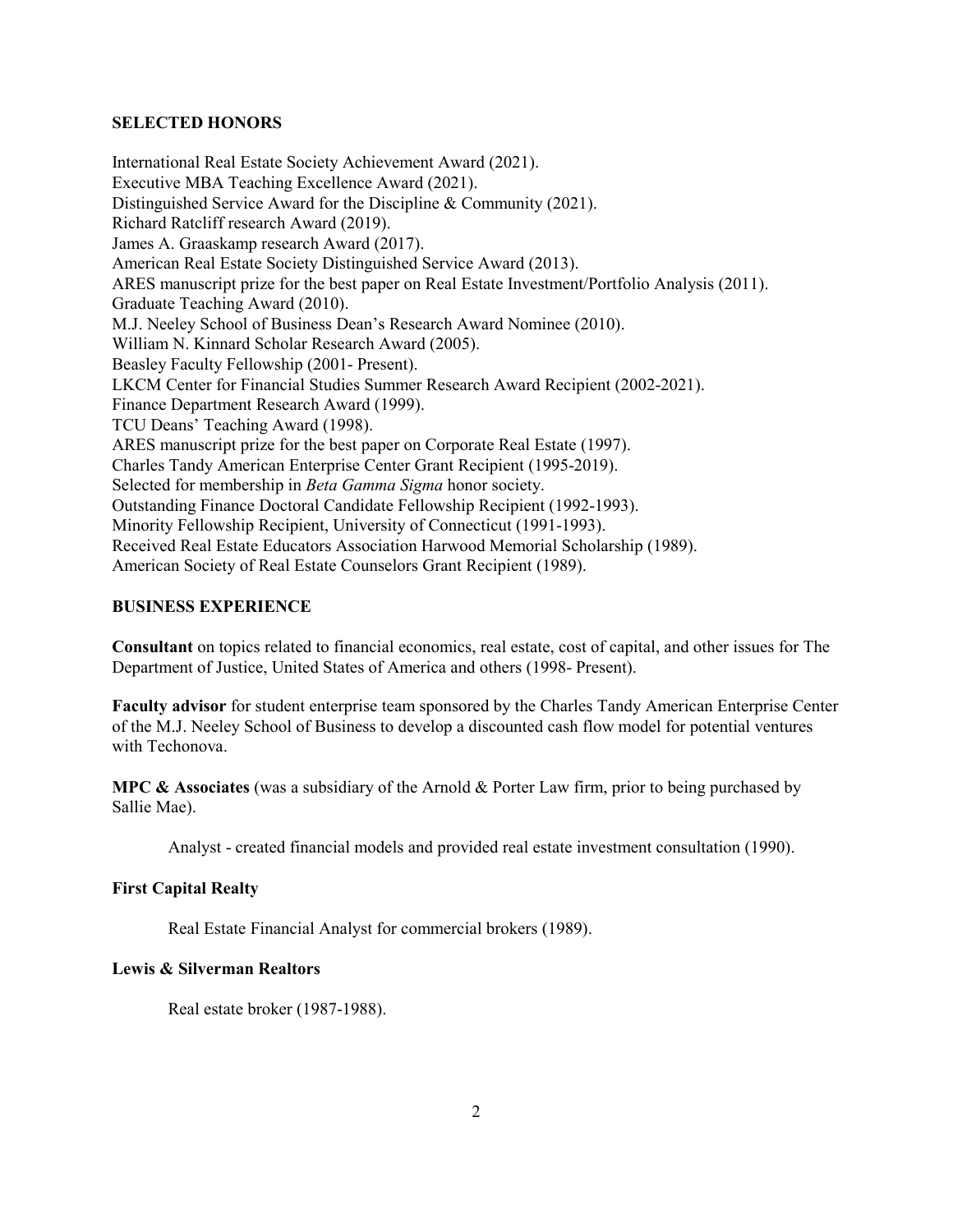## SELECTED HONORS

International Real Estate Society Achievement Award (2021).
Executive MBA Teaching Excellence Award (2021).
Distinguished Service Award for the Discipline & Community (2021).
Richard Ratcliff research Award (2019).
James A. Graaskamp research Award (2017).
American Real Estate Society Distinguished Service Award (2013).
ARES manuscript prize for the best paper on Real Estate Investment/Portfolio Analysis (2011).
Graduate Teaching Award (2010).
M.J. Neeley School of Business Dean's Research Award Nominee (2010).
William N. Kinnard Scholar Research Award (2005).
Beasley Faculty Fellowship (2001- Present).
LKCM Center for Financial Studies Summer Research Award Recipient (2002-2021).
Finance Department Research Award (1999).
TCU Deans' Teaching Award (1998).
ARES manuscript prize for the best paper on Corporate Real Estate (1997).
Charles Tandy American Enterprise Center Grant Recipient (1995-2019).
Selected for membership in *Beta Gamma Sigma* honor society.
Outstanding Finance Doctoral Candidate Fellowship Recipient (1992-1993).
Minority Fellowship Recipient, University of Connecticut (1991-1993).
Received Real Estate Educators Association Harwood Memorial Scholarship (1989).
American Society of Real Estate Counselors Grant Recipient (1989).

## BUSINESS EXPERIENCE

**Consultant** on topics related to financial economics, real estate, cost of capital, and other issues for The Department of Justice, United States of America and others (1998- Present).

**Faculty advisor** for student enterprise team sponsored by the Charles Tandy American Enterprise Center of the M.J. Neeley School of Business to develop a discounted cash flow model for potential ventures with Techonova.

**MPC & Associates** (was a subsidiary of the Arnold & Porter Law firm, prior to being purchased by Sallie Mae).

Analyst - created financial models and provided real estate investment consultation (1990).

**First Capital Realty**

Real Estate Financial Analyst for commercial brokers (1989).

**Lewis & Silverman Realtors**

Real estate broker (1987-1988).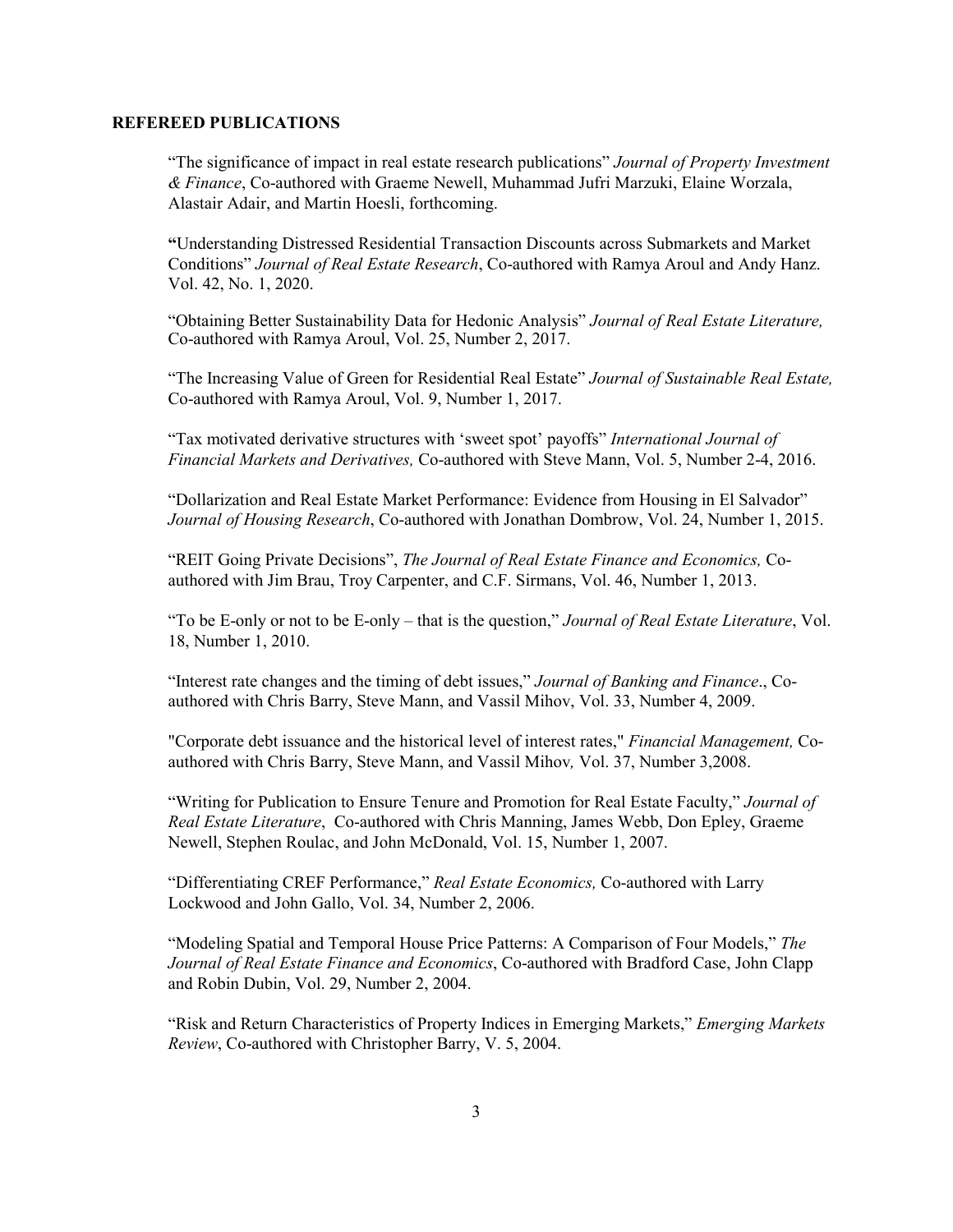## REFEREED PUBLICATIONS

"The significance of impact in real estate research publications" *Journal of Property Investment & Finance*, Co-authored with Graeme Newell, Muhammad Jufri Marzuki, Elaine Worzala, Alastair Adair, and Martin Hoesli, forthcoming.

**"**Understanding Distressed Residential Transaction Discounts across Submarkets and Market Conditions" *Journal of Real Estate Research*, Co-authored with Ramya Aroul and Andy Hanz. Vol. 42, No. 1, 2020.

"Obtaining Better Sustainability Data for Hedonic Analysis" *Journal of Real Estate Literature,* Co-authored with Ramya Aroul, Vol. 25, Number 2, 2017.

"The Increasing Value of Green for Residential Real Estate" *Journal of Sustainable Real Estate,* Co-authored with Ramya Aroul, Vol. 9, Number 1, 2017.

"Tax motivated derivative structures with 'sweet spot' payoffs" *International Journal of Financial Markets and Derivatives,* Co-authored with Steve Mann, Vol. 5, Number 2-4, 2016.

"Dollarization and Real Estate Market Performance: Evidence from Housing in El Salvador" *Journal of Housing Research*, Co-authored with Jonathan Dombrow, Vol. 24, Number 1, 2015.

"REIT Going Private Decisions", *The Journal of Real Estate Finance and Economics,* Co-authored with Jim Brau, Troy Carpenter, and C.F. Sirmans, Vol. 46, Number 1, 2013.

"To be E-only or not to be E-only – that is the question," *Journal of Real Estate Literature*, Vol. 18, Number 1, 2010.

"Interest rate changes and the timing of debt issues," *Journal of Banking and Finance*., Co-authored with Chris Barry, Steve Mann, and Vassil Mihov, Vol. 33, Number 4, 2009.

"Corporate debt issuance and the historical level of interest rates," *Financial Management,* Co-authored with Chris Barry, Steve Mann, and Vassil Mihov*,* Vol. 37, Number 3,2008.

"Writing for Publication to Ensure Tenure and Promotion for Real Estate Faculty," *Journal of Real Estate Literature*, Co-authored with Chris Manning, James Webb, Don Epley, Graeme Newell, Stephen Roulac, and John McDonald, Vol. 15, Number 1, 2007.

"Differentiating CREF Performance," *Real Estate Economics,* Co-authored with Larry Lockwood and John Gallo, Vol. 34, Number 2, 2006.

"Modeling Spatial and Temporal House Price Patterns: A Comparison of Four Models," *The Journal of Real Estate Finance and Economics*, Co-authored with Bradford Case, John Clapp and Robin Dubin, Vol. 29, Number 2, 2004.

"Risk and Return Characteristics of Property Indices in Emerging Markets," *Emerging Markets Review*, Co-authored with Christopher Barry, V. 5, 2004.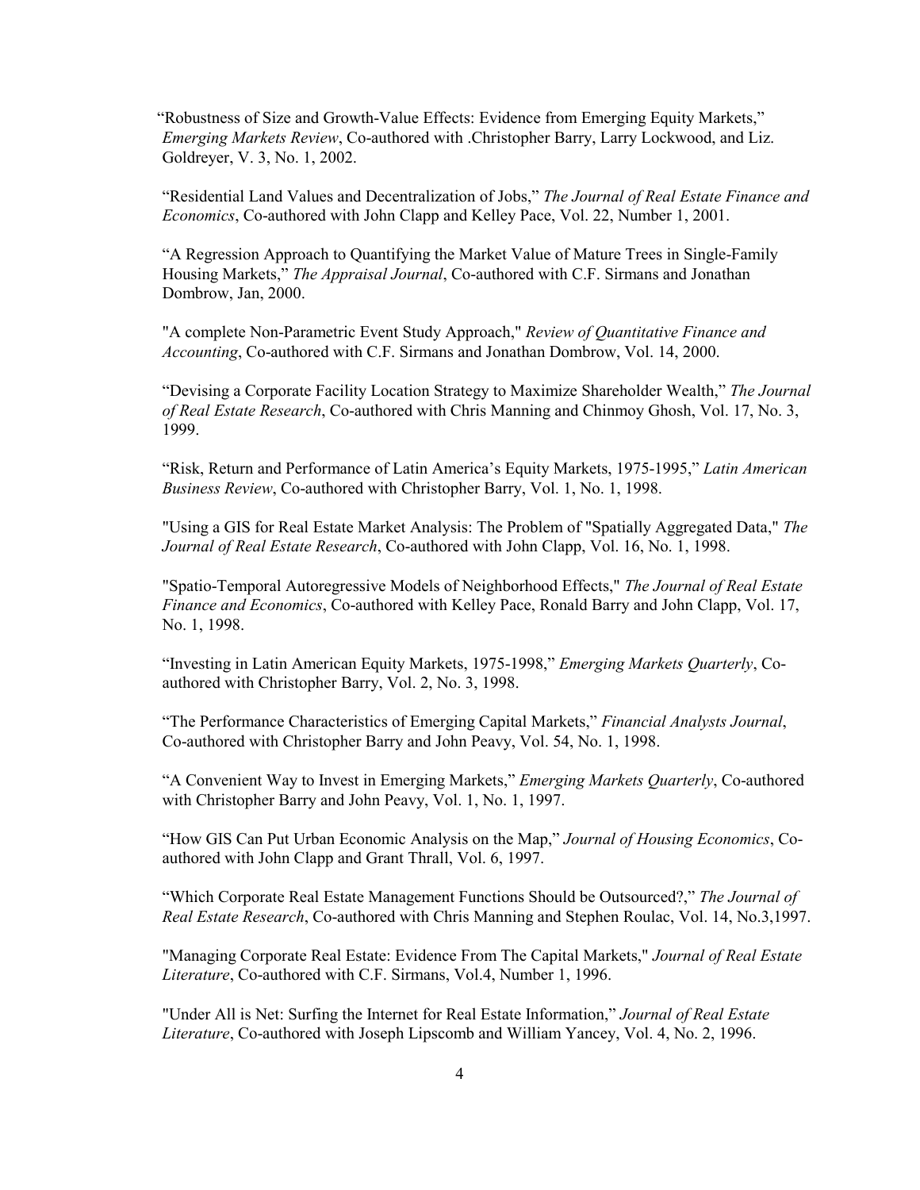"Robustness of Size and Growth-Value Effects: Evidence from Emerging Equity Markets," *Emerging Markets Review*, Co-authored with .Christopher Barry, Larry Lockwood, and Liz. Goldreyer, V. 3, No. 1, 2002.

"Residential Land Values and Decentralization of Jobs," *The Journal of Real Estate Finance and Economics*, Co-authored with John Clapp and Kelley Pace, Vol. 22, Number 1, 2001.

"A Regression Approach to Quantifying the Market Value of Mature Trees in Single-Family Housing Markets," *The Appraisal Journal*, Co-authored with C.F. Sirmans and Jonathan Dombrow, Jan, 2000.

"A complete Non-Parametric Event Study Approach," *Review of Quantitative Finance and Accounting*, Co-authored with C.F. Sirmans and Jonathan Dombrow, Vol. 14, 2000.

"Devising a Corporate Facility Location Strategy to Maximize Shareholder Wealth," *The Journal of Real Estate Research*, Co-authored with Chris Manning and Chinmoy Ghosh, Vol. 17, No. 3, 1999.

"Risk, Return and Performance of Latin America's Equity Markets, 1975-1995," *Latin American Business Review*, Co-authored with Christopher Barry, Vol. 1, No. 1, 1998.

"Using a GIS for Real Estate Market Analysis: The Problem of "Spatially Aggregated Data," *The Journal of Real Estate Research*, Co-authored with John Clapp, Vol. 16, No. 1, 1998.

"Spatio-Temporal Autoregressive Models of Neighborhood Effects," *The Journal of Real Estate Finance and Economics*, Co-authored with Kelley Pace, Ronald Barry and John Clapp, Vol. 17, No. 1, 1998.

"Investing in Latin American Equity Markets, 1975-1998," *Emerging Markets Quarterly*, Co-authored with Christopher Barry, Vol. 2, No. 3, 1998.

"The Performance Characteristics of Emerging Capital Markets," *Financial Analysts Journal*, Co-authored with Christopher Barry and John Peavy, Vol. 54, No. 1, 1998.

"A Convenient Way to Invest in Emerging Markets," *Emerging Markets Quarterly*, Co-authored with Christopher Barry and John Peavy, Vol. 1, No. 1, 1997.

"How GIS Can Put Urban Economic Analysis on the Map," *Journal of Housing Economics*, Co-authored with John Clapp and Grant Thrall, Vol. 6, 1997.

"Which Corporate Real Estate Management Functions Should be Outsourced?," *The Journal of Real Estate Research*, Co-authored with Chris Manning and Stephen Roulac, Vol. 14, No.3,1997.

"Managing Corporate Real Estate: Evidence From The Capital Markets," *Journal of Real Estate Literature*, Co-authored with C.F. Sirmans, Vol.4, Number 1, 1996.

"Under All is Net: Surfing the Internet for Real Estate Information," *Journal of Real Estate Literature*, Co-authored with Joseph Lipscomb and William Yancey, Vol. 4, No. 2, 1996.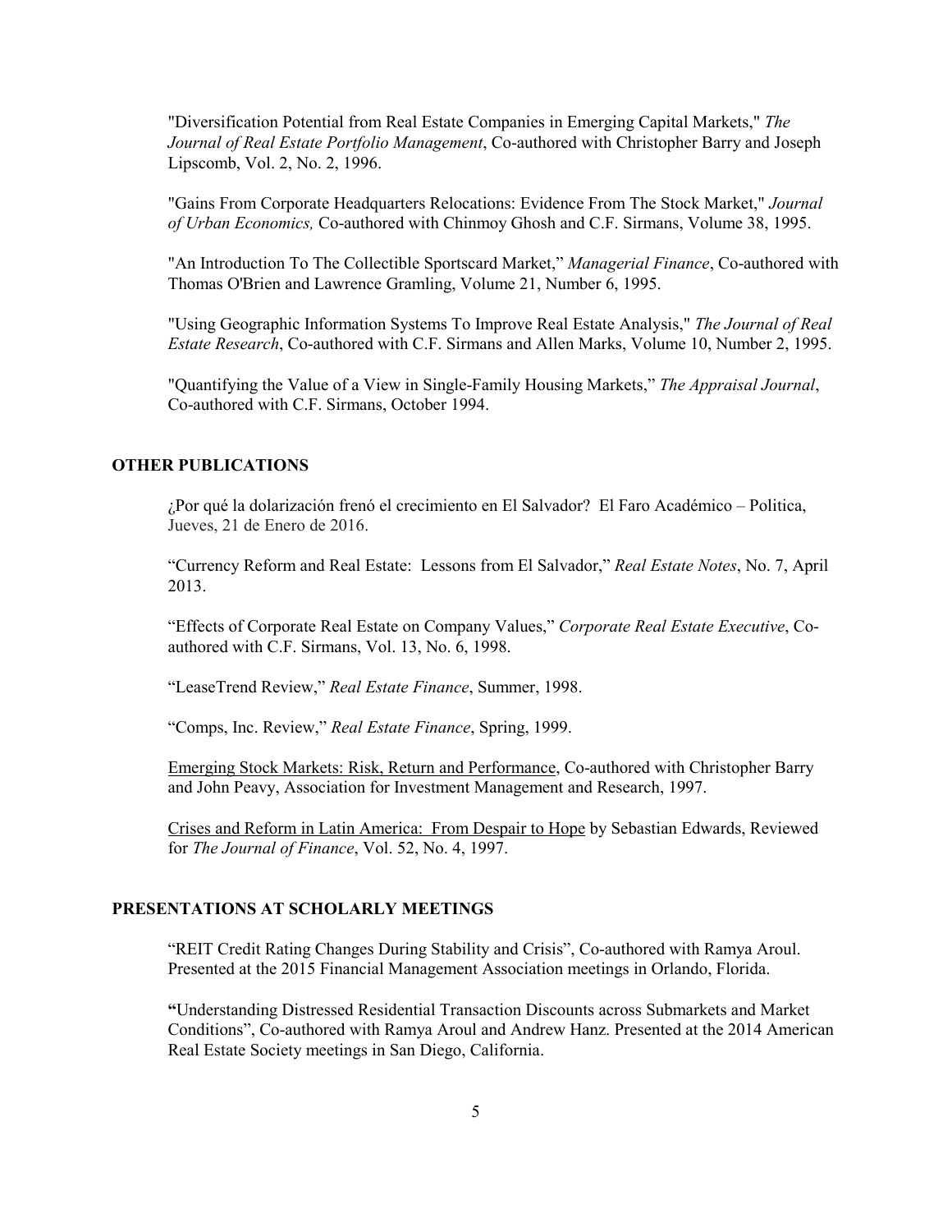"Diversification Potential from Real Estate Companies in Emerging Capital Markets," *The Journal of Real Estate Portfolio Management*, Co-authored with Christopher Barry and Joseph Lipscomb, Vol. 2, No. 2, 1996.

"Gains From Corporate Headquarters Relocations: Evidence From The Stock Market," *Journal of Urban Economics,* Co-authored with Chinmoy Ghosh and C.F. Sirmans, Volume 38, 1995.

"An Introduction To The Collectible Sportscard Market," *Managerial Finance*, Co-authored with Thomas O'Brien and Lawrence Gramling, Volume 21, Number 6, 1995.

"Using Geographic Information Systems To Improve Real Estate Analysis," *The Journal of Real Estate Research*, Co-authored with C.F. Sirmans and Allen Marks, Volume 10, Number 2, 1995.

"Quantifying the Value of a View in Single-Family Housing Markets," *The Appraisal Journal*, Co-authored with C.F. Sirmans, October 1994.

## OTHER PUBLICATIONS

¿Por qué la dolarización frenó el crecimiento en El Salvador? El Faro Académico – Politica, Jueves, 21 de Enero de 2016.

"Currency Reform and Real Estate: Lessons from El Salvador," *Real Estate Notes*, No. 7, April 2013.

"Effects of Corporate Real Estate on Company Values," *Corporate Real Estate Executive*, Co-authored with C.F. Sirmans, Vol. 13, No. 6, 1998.

"LeaseTrend Review," *Real Estate Finance*, Summer, 1998.

"Comps, Inc. Review," *Real Estate Finance*, Spring, 1999.

Emerging Stock Markets: Risk, Return and Performance, Co-authored with Christopher Barry and John Peavy, Association for Investment Management and Research, 1997.

Crises and Reform in Latin America: From Despair to Hope by Sebastian Edwards, Reviewed for *The Journal of Finance*, Vol. 52, No. 4, 1997.

## PRESENTATIONS AT SCHOLARLY MEETINGS

"REIT Credit Rating Changes During Stability and Crisis", Co-authored with Ramya Aroul. Presented at the 2015 Financial Management Association meetings in Orlando, Florida.

**"**Understanding Distressed Residential Transaction Discounts across Submarkets and Market Conditions", Co-authored with Ramya Aroul and Andrew Hanz. Presented at the 2014 American Real Estate Society meetings in San Diego, California.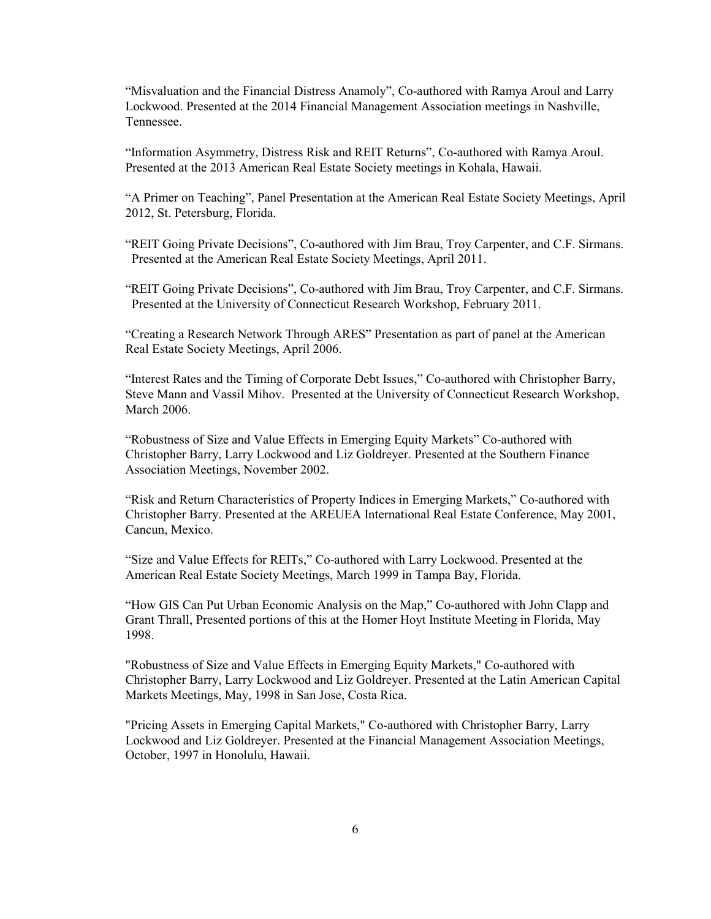“Misvaluation and the Financial Distress Anamoly”, Co-authored with Ramya Aroul and Larry Lockwood. Presented at the 2014 Financial Management Association meetings in Nashville, Tennessee.

“Information Asymmetry, Distress Risk and REIT Returns”, Co-authored with Ramya Aroul. Presented at the 2013 American Real Estate Society meetings in Kohala, Hawaii.

“A Primer on Teaching”, Panel Presentation at the American Real Estate Society Meetings, April 2012, St. Petersburg, Florida.

“REIT Going Private Decisions”, Co-authored with Jim Brau, Troy Carpenter, and C.F. Sirmans. Presented at the American Real Estate Society Meetings, April 2011.

“REIT Going Private Decisions”, Co-authored with Jim Brau, Troy Carpenter, and C.F. Sirmans. Presented at the University of Connecticut Research Workshop, February 2011.

“Creating a Research Network Through ARES” Presentation as part of panel at the American Real Estate Society Meetings, April 2006.

“Interest Rates and the Timing of Corporate Debt Issues,” Co-authored with Christopher Barry, Steve Mann and Vassil Mihov. Presented at the University of Connecticut Research Workshop, March 2006.

“Robustness of Size and Value Effects in Emerging Equity Markets” Co-authored with Christopher Barry, Larry Lockwood and Liz Goldreyer. Presented at the Southern Finance Association Meetings, November 2002.

“Risk and Return Characteristics of Property Indices in Emerging Markets,” Co-authored with Christopher Barry. Presented at the AREUEA International Real Estate Conference, May 2001, Cancun, Mexico.

“Size and Value Effects for REITs,” Co-authored with Larry Lockwood. Presented at the American Real Estate Society Meetings, March 1999 in Tampa Bay, Florida.

“How GIS Can Put Urban Economic Analysis on the Map,” Co-authored with John Clapp and Grant Thrall, Presented portions of this at the Homer Hoyt Institute Meeting in Florida, May 1998.

"Robustness of Size and Value Effects in Emerging Equity Markets," Co-authored with Christopher Barry, Larry Lockwood and Liz Goldreyer. Presented at the Latin American Capital Markets Meetings, May, 1998 in San Jose, Costa Rica.

"Pricing Assets in Emerging Capital Markets," Co-authored with Christopher Barry, Larry Lockwood and Liz Goldreyer. Presented at the Financial Management Association Meetings, October, 1997 in Honolulu, Hawaii.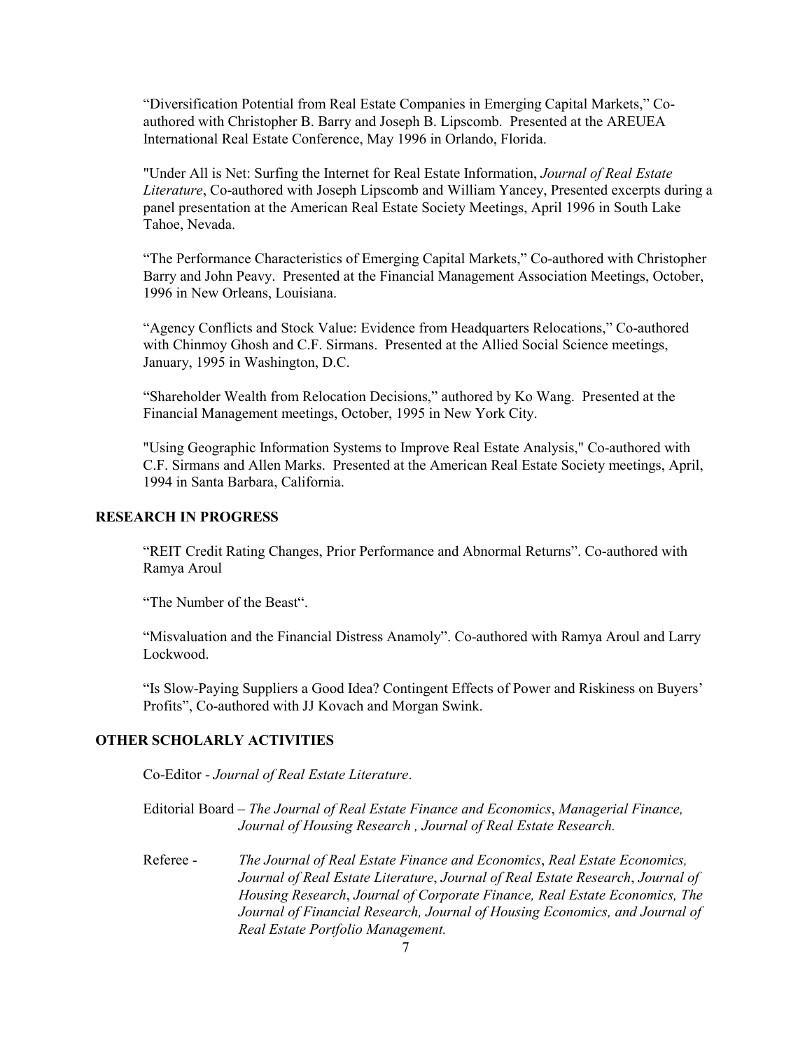"Diversification Potential from Real Estate Companies in Emerging Capital Markets," Co-authored with Christopher B. Barry and Joseph B. Lipscomb. Presented at the AREUEA International Real Estate Conference, May 1996 in Orlando, Florida.

"Under All is Net: Surfing the Internet for Real Estate Information, *Journal of Real Estate Literature*, Co-authored with Joseph Lipscomb and William Yancey, Presented excerpts during a panel presentation at the American Real Estate Society Meetings, April 1996 in South Lake Tahoe, Nevada.

"The Performance Characteristics of Emerging Capital Markets," Co-authored with Christopher Barry and John Peavy. Presented at the Financial Management Association Meetings, October, 1996 in New Orleans, Louisiana.

"Agency Conflicts and Stock Value: Evidence from Headquarters Relocations," Co-authored with Chinmoy Ghosh and C.F. Sirmans. Presented at the Allied Social Science meetings, January, 1995 in Washington, D.C.

"Shareholder Wealth from Relocation Decisions," authored by Ko Wang. Presented at the Financial Management meetings, October, 1995 in New York City.

"Using Geographic Information Systems to Improve Real Estate Analysis," Co-authored with C.F. Sirmans and Allen Marks. Presented at the American Real Estate Society meetings, April, 1994 in Santa Barbara, California.

## RESEARCH IN PROGRESS

"REIT Credit Rating Changes, Prior Performance and Abnormal Returns". Co-authored with Ramya Aroul

"The Number of the Beast".

"Misvaluation and the Financial Distress Anamoly". Co-authored with Ramya Aroul and Larry Lockwood.

"Is Slow-Paying Suppliers a Good Idea? Contingent Effects of Power and Riskiness on Buyers' Profits", Co-authored with JJ Kovach and Morgan Swink.

## OTHER SCHOLARLY ACTIVITIES

Co-Editor - *Journal of Real Estate Literature*.

Editorial Board – *The Journal of Real Estate Finance and Economics*, *Managerial Finance, Journal of Housing Research , Journal of Real Estate Research.*

Referee - *The Journal of Real Estate Finance and Economics*, *Real Estate Economics, Journal of Real Estate Literature*, *Journal of Real Estate Research*, *Journal of Housing Research*, *Journal of Corporate Finance, Real Estate Economics, The Journal of Financial Research, Journal of Housing Economics, and Journal of Real Estate Portfolio Management.*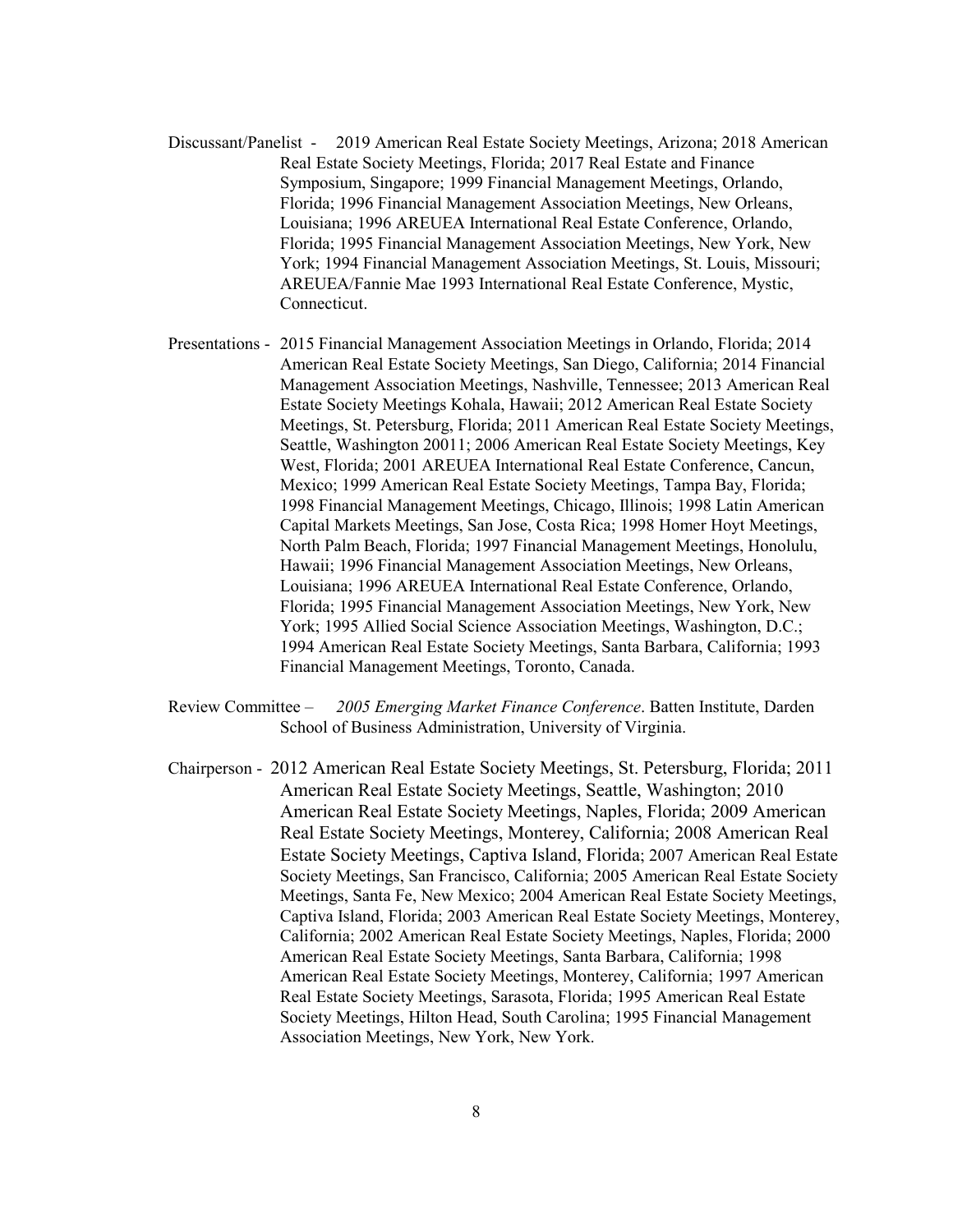Discussant/Panelist - 2019 American Real Estate Society Meetings, Arizona; 2018 American Real Estate Society Meetings, Florida; 2017 Real Estate and Finance Symposium, Singapore; 1999 Financial Management Meetings, Orlando, Florida; 1996 Financial Management Association Meetings, New Orleans, Louisiana; 1996 AREUEA International Real Estate Conference, Orlando, Florida; 1995 Financial Management Association Meetings, New York, New York; 1994 Financial Management Association Meetings, St. Louis, Missouri; AREUEA/Fannie Mae 1993 International Real Estate Conference, Mystic, Connecticut.

Presentations - 2015 Financial Management Association Meetings in Orlando, Florida; 2014 American Real Estate Society Meetings, San Diego, California; 2014 Financial Management Association Meetings, Nashville, Tennessee; 2013 American Real Estate Society Meetings Kohala, Hawaii; 2012 American Real Estate Society Meetings, St. Petersburg, Florida; 2011 American Real Estate Society Meetings, Seattle, Washington 20011; 2006 American Real Estate Society Meetings, Key West, Florida; 2001 AREUEA International Real Estate Conference, Cancun, Mexico; 1999 American Real Estate Society Meetings, Tampa Bay, Florida; 1998 Financial Management Meetings, Chicago, Illinois; 1998 Latin American Capital Markets Meetings, San Jose, Costa Rica; 1998 Homer Hoyt Meetings, North Palm Beach, Florida; 1997 Financial Management Meetings, Honolulu, Hawaii; 1996 Financial Management Association Meetings, New Orleans, Louisiana; 1996 AREUEA International Real Estate Conference, Orlando, Florida; 1995 Financial Management Association Meetings, New York, New York; 1995 Allied Social Science Association Meetings, Washington, D.C.; 1994 American Real Estate Society Meetings, Santa Barbara, California; 1993 Financial Management Meetings, Toronto, Canada.

Review Committee – *2005 Emerging Market Finance Conference*. Batten Institute, Darden School of Business Administration, University of Virginia.

Chairperson - 2012 American Real Estate Society Meetings, St. Petersburg, Florida; 2011 American Real Estate Society Meetings, Seattle, Washington; 2010 American Real Estate Society Meetings, Naples, Florida; 2009 American Real Estate Society Meetings, Monterey, California; 2008 American Real Estate Society Meetings, Captiva Island, Florida; 2007 American Real Estate Society Meetings, San Francisco, California; 2005 American Real Estate Society Meetings, Santa Fe, New Mexico; 2004 American Real Estate Society Meetings, Captiva Island, Florida; 2003 American Real Estate Society Meetings, Monterey, California; 2002 American Real Estate Society Meetings, Naples, Florida; 2000 American Real Estate Society Meetings, Santa Barbara, California; 1998 American Real Estate Society Meetings, Monterey, California; 1997 American Real Estate Society Meetings, Sarasota, Florida; 1995 American Real Estate Society Meetings, Hilton Head, South Carolina; 1995 Financial Management Association Meetings, New York, New York.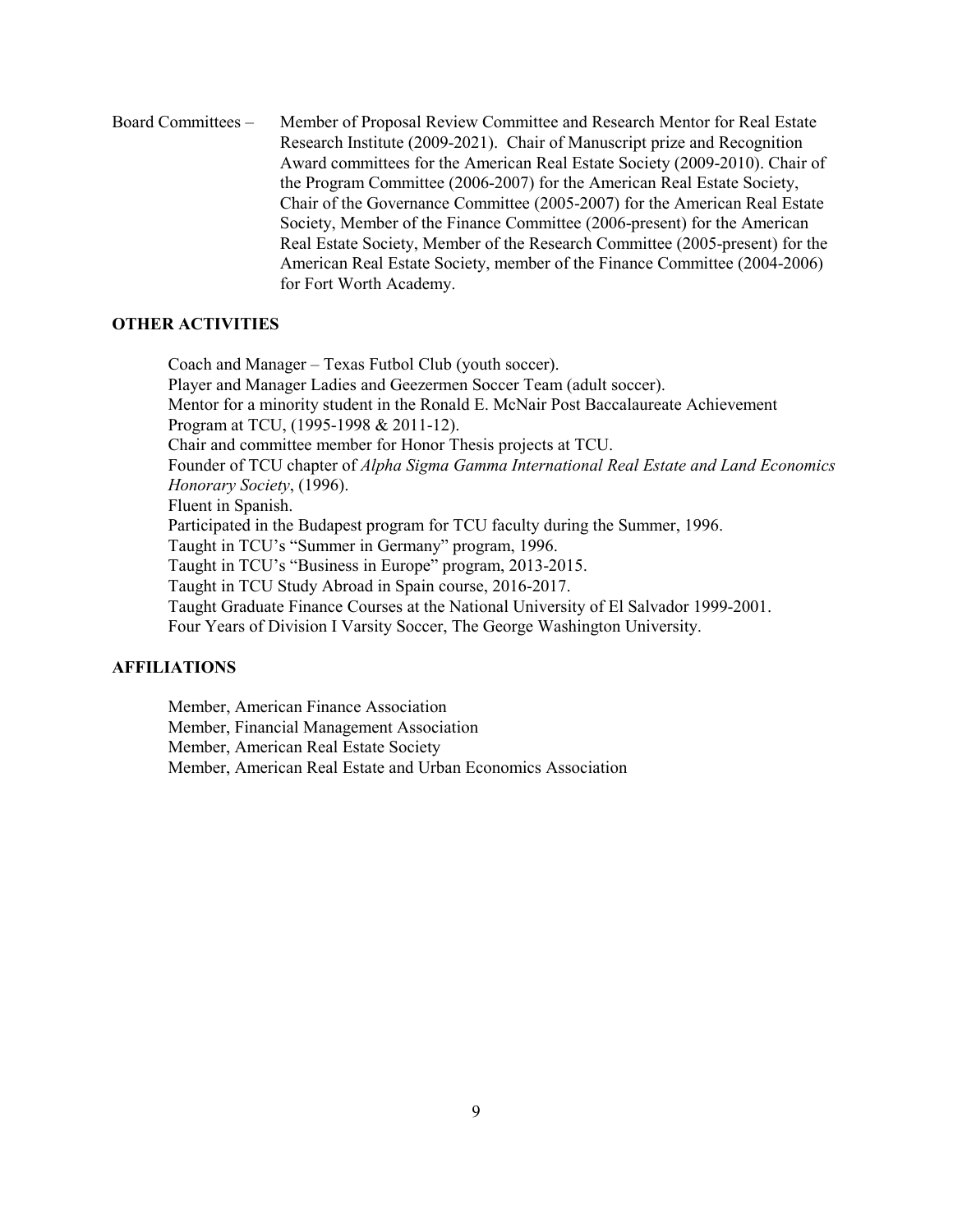Board Committees – Member of Proposal Review Committee and Research Mentor for Real Estate Research Institute (2009-2021). Chair of Manuscript prize and Recognition Award committees for the American Real Estate Society (2009-2010). Chair of the Program Committee (2006-2007) for the American Real Estate Society, Chair of the Governance Committee (2005-2007) for the American Real Estate Society, Member of the Finance Committee (2006-present) for the American Real Estate Society, Member of the Research Committee (2005-present) for the American Real Estate Society, member of the Finance Committee (2004-2006) for Fort Worth Academy.

## OTHER ACTIVITIES

Coach and Manager – Texas Futbol Club (youth soccer).
Player and Manager Ladies and Geezermen Soccer Team (adult soccer).
Mentor for a minority student in the Ronald E. McNair Post Baccalaureate Achievement Program at TCU, (1995-1998 & 2011-12).
Chair and committee member for Honor Thesis projects at TCU.
Founder of TCU chapter of *Alpha Sigma Gamma International Real Estate and Land Economics Honorary Society*, (1996).
Fluent in Spanish.
Participated in the Budapest program for TCU faculty during the Summer, 1996.
Taught in TCU's "Summer in Germany" program, 1996.
Taught in TCU's "Business in Europe" program, 2013-2015.
Taught in TCU Study Abroad in Spain course, 2016-2017.
Taught Graduate Finance Courses at the National University of El Salvador 1999-2001.
Four Years of Division I Varsity Soccer, The George Washington University.

## AFFILIATIONS

Member, American Finance Association
Member, Financial Management Association
Member, American Real Estate Society
Member, American Real Estate and Urban Economics Association